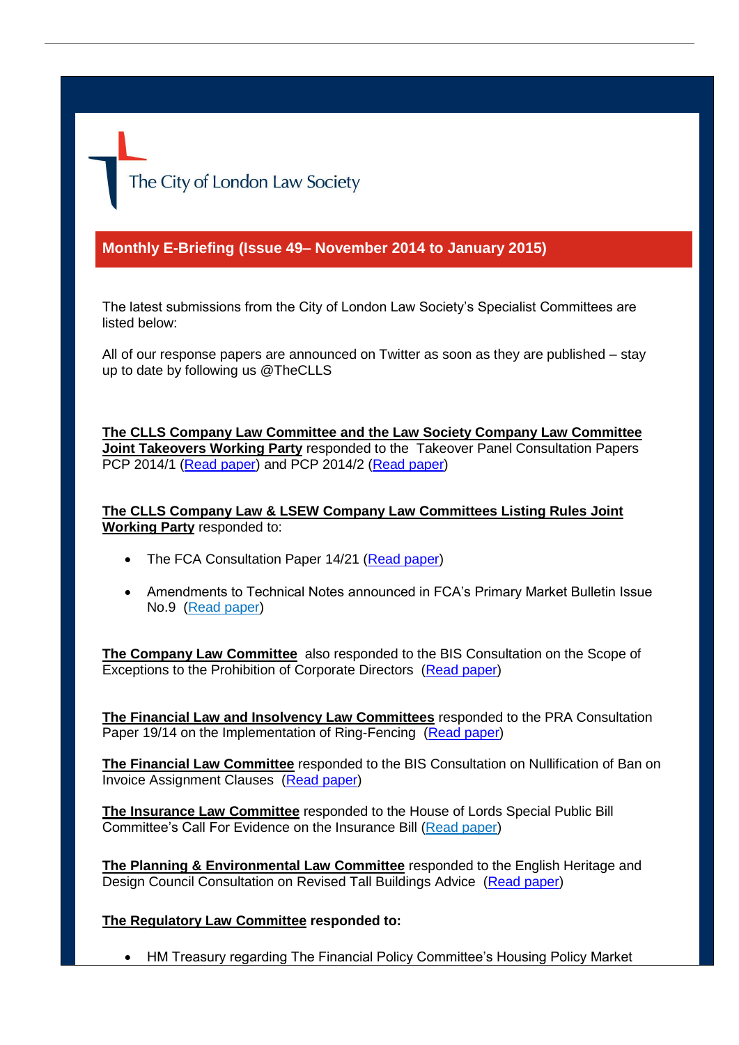The City of London Law Society

## Monthly E-Briefing (Issue 49– November 2014 to January 2015)

The latest submissions from the City of London Law Society's Specialist Committees are listed below:

All of our response papers are announced on Twitter as soon as they are published – stay up to date by following us @TheCLLS

**The CLLS Company Law Committee and the Law Society Company Law Committee Joint Takeovers Working Party** responded to the Takeover Panel Consultation Papers PCP 2014/1 (Read paper) and PCP 2014/2 (Read paper)

**The CLLS Company Law & LSEW Company Law Committees Listing Rules Joint Working Party** responded to:

- The FCA Consultation Paper 14/21 (Read paper)
- Amendments to Technical Notes announced in FCA's Primary Market Bulletin Issue No.9 (Read paper)

**The Company Law Committee** also responded to the BIS Consultation on the Scope of Exceptions to the Prohibition of Corporate Directors (Read paper)

**The Financial Law and Insolvency Law Committees** responded to the PRA Consultation Paper 19/14 on the Implementation of Ring-Fencing (Read paper)

**The Financial Law Committee** responded to the BIS Consultation on Nullification of Ban on Invoice Assignment Clauses (Read paper)

**The Insurance Law Committee** responded to the House of Lords Special Public Bill Committee's Call For Evidence on the Insurance Bill (Read paper)

**The Planning & Environmental Law Committee** responded to the English Heritage and Design Council Consultation on Revised Tall Buildings Advice (Read paper)

**The Regulatory Law Committee responded to:**

- HM Treasury regarding The Financial Policy Committee's Housing Policy Market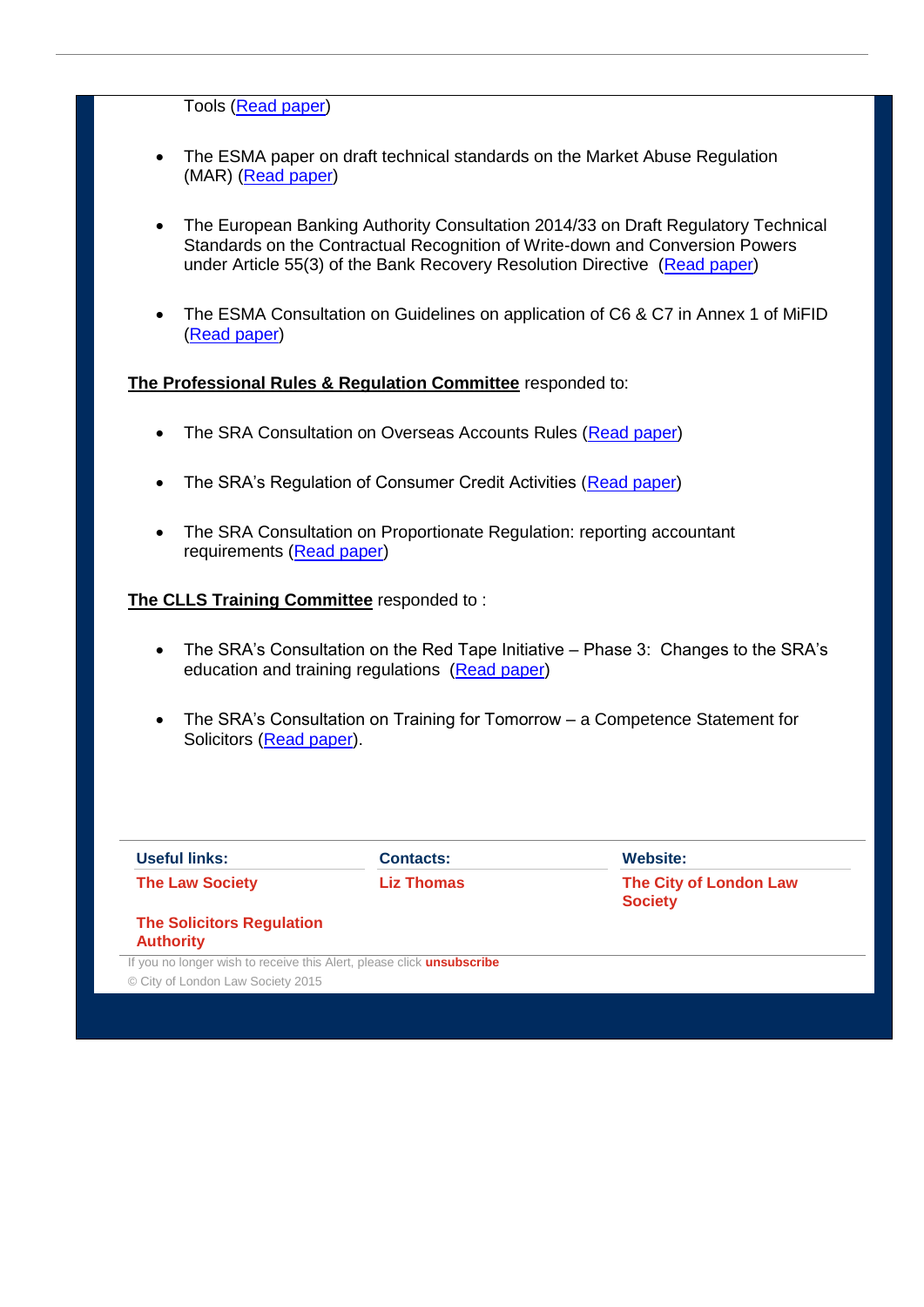Tools (Read paper)

- The ESMA paper on draft technical standards on the Market Abuse Regulation (MAR) (Read paper)

- The European Banking Authority Consultation 2014/33 on Draft Regulatory Technical Standards on the Contractual Recognition of Write-down and Conversion Powers under Article 55(3) of the Bank Recovery Resolution Directive (Read paper)

- The ESMA Consultation on Guidelines on application of C6 & C7 in Annex 1 of MiFID (Read paper)

**The Professional Rules & Regulation Committee** responded to:

- The SRA Consultation on Overseas Accounts Rules (Read paper)

- The SRA's Regulation of Consumer Credit Activities (Read paper)

- The SRA Consultation on Proportionate Regulation: reporting accountant requirements (Read paper)

**The CLLS Training Committee** responded to :

- The SRA's Consultation on the Red Tape Initiative – Phase 3: Changes to the SRA's education and training regulations (Read paper)

- The SRA's Consultation on Training for Tomorrow – a Competence Statement for Solicitors (Read paper).

| Useful links: | Contacts: | Website: |
| --- | --- | --- |
| The Law Society | Liz Thomas | The City of London Law Society |
| The Solicitors Regulation Authority | | |

If you no longer wish to receive this Alert, please click **unsubscribe**

© City of London Law Society 2015